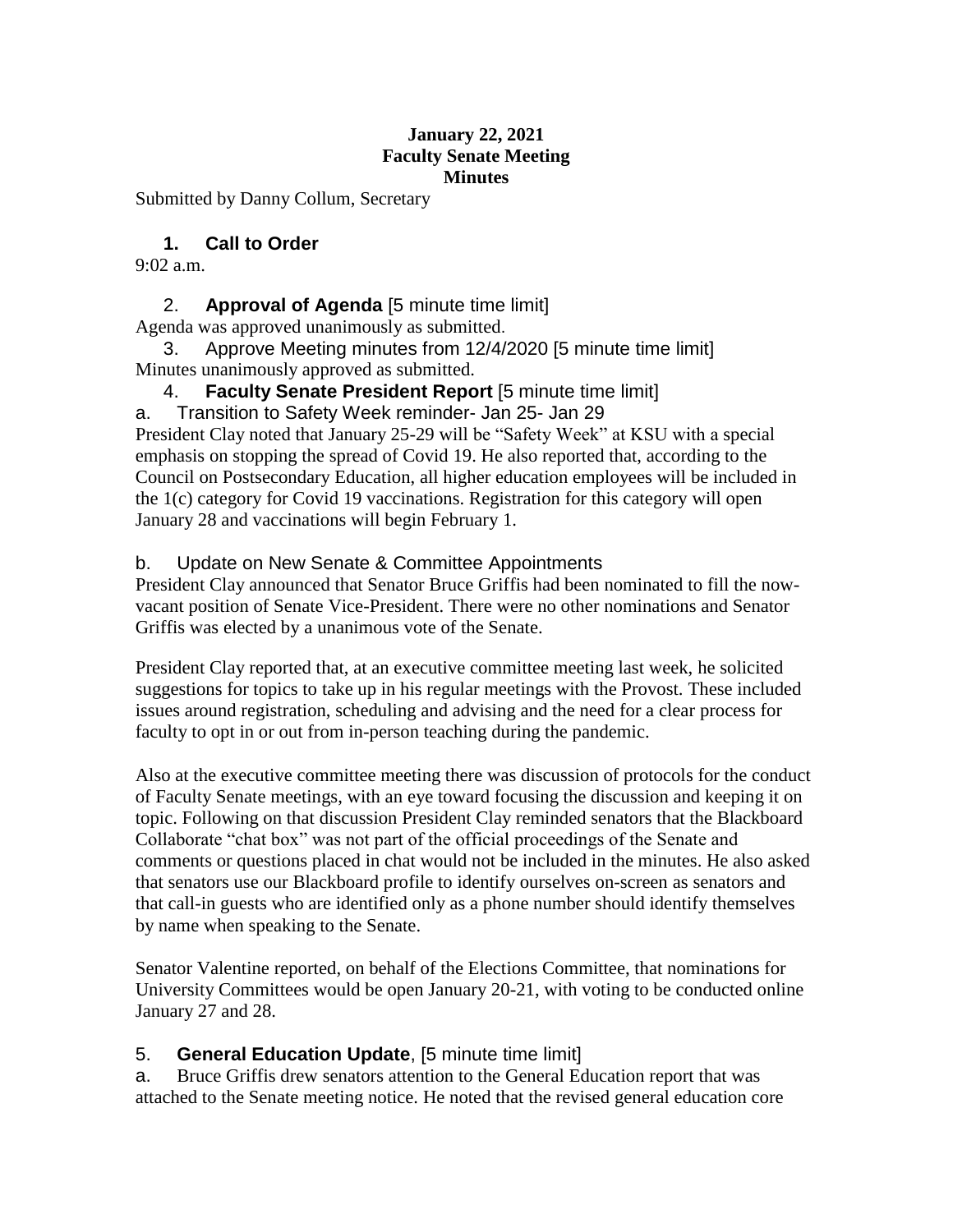**January 22, 2021**
**Faculty Senate Meeting**
**Minutes**

Submitted by Danny Collum, Secretary

1. **Call to Order**

9:02 a.m.

2. **Approval of Agenda** [5 minute time limit]

Agenda was approved unanimously as submitted.

3. Approve Meeting minutes from 12/4/2020 [5 minute time limit]

Minutes unanimously approved as submitted.

4. **Faculty Senate President Report** [5 minute time limit]

a. Transition to Safety Week reminder- Jan 25- Jan 29

President Clay noted that January 25-29 will be "Safety Week" at KSU with a special emphasis on stopping the spread of Covid 19. He also reported that, according to the Council on Postsecondary Education, all higher education employees will be included in the 1(c) category for Covid 19 vaccinations. Registration for this category will open January 28 and vaccinations will begin February 1.

b. Update on New Senate & Committee Appointments

President Clay announced that Senator Bruce Griffis had been nominated to fill the now-vacant position of Senate Vice-President. There were no other nominations and Senator Griffis was elected by a unanimous vote of the Senate.

President Clay reported that, at an executive committee meeting last week, he solicited suggestions for topics to take up in his regular meetings with the Provost. These included issues around registration, scheduling and advising and the need for a clear process for faculty to opt in or out from in-person teaching during the pandemic.

Also at the executive committee meeting there was discussion of protocols for the conduct of Faculty Senate meetings, with an eye toward focusing the discussion and keeping it on topic. Following on that discussion President Clay reminded senators that the Blackboard Collaborate "chat box" was not part of the official proceedings of the Senate and comments or questions placed in chat would not be included in the minutes. He also asked that senators use our Blackboard profile to identify ourselves on-screen as senators and that call-in guests who are identified only as a phone number should identify themselves by name when speaking to the Senate.

Senator Valentine reported, on behalf of the Elections Committee, that nominations for University Committees would be open January 20-21, with voting to be conducted online January 27 and 28.

5. **General Education Update**, [5 minute time limit]

a. Bruce Griffis drew senators attention to the General Education report that was attached to the Senate meeting notice. He noted that the revised general education core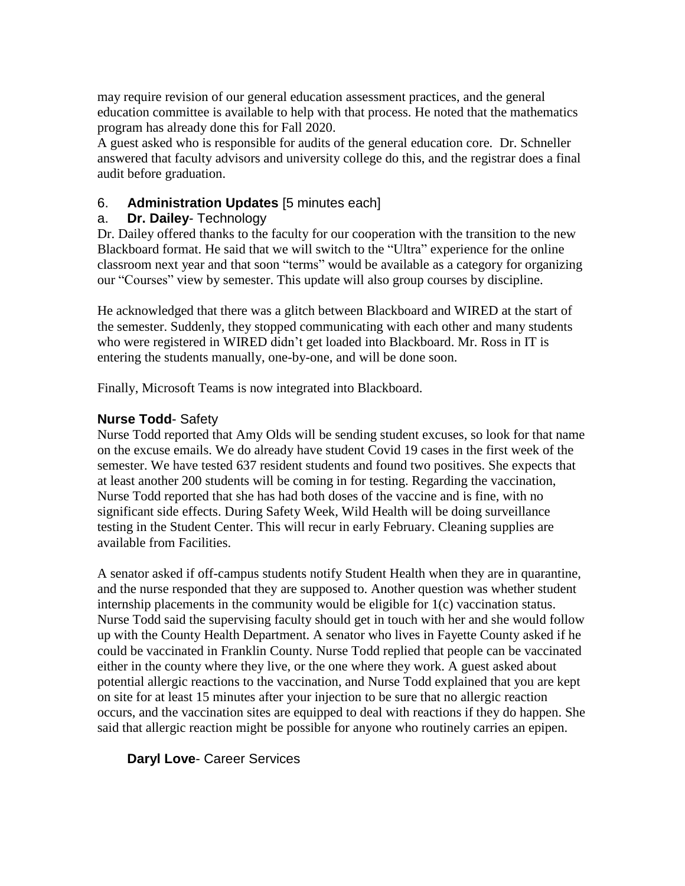may require revision of our general education assessment practices, and the general education committee is available to help with that process. He noted that the mathematics program has already done this for Fall 2020.

A guest asked who is responsible for audits of the general education core. Dr. Schneller answered that faculty advisors and university college do this, and the registrar does a final audit before graduation.

## 6. **Administration Updates** [5 minutes each]

### a. **Dr. Dailey**- Technology

Dr. Dailey offered thanks to the faculty for our cooperation with the transition to the new Blackboard format. He said that we will switch to the "Ultra" experience for the online classroom next year and that soon "terms" would be available as a category for organizing our "Courses" view by semester. This update will also group courses by discipline.

He acknowledged that there was a glitch between Blackboard and WIRED at the start of the semester. Suddenly, they stopped communicating with each other and many students who were registered in WIRED didn't get loaded into Blackboard. Mr. Ross in IT is entering the students manually, one-by-one, and will be done soon.

Finally, Microsoft Teams is now integrated into Blackboard.

### **Nurse Todd**- Safety

Nurse Todd reported that Amy Olds will be sending student excuses, so look for that name on the excuse emails. We do already have student Covid 19 cases in the first week of the semester. We have tested 637 resident students and found two positives. She expects that at least another 200 students will be coming in for testing. Regarding the vaccination, Nurse Todd reported that she has had both doses of the vaccine and is fine, with no significant side effects. During Safety Week, Wild Health will be doing surveillance testing in the Student Center. This will recur in early February. Cleaning supplies are available from Facilities.

A senator asked if off-campus students notify Student Health when they are in quarantine, and the nurse responded that they are supposed to. Another question was whether student internship placements in the community would be eligible for 1(c) vaccination status. Nurse Todd said the supervising faculty should get in touch with her and she would follow up with the County Health Department. A senator who lives in Fayette County asked if he could be vaccinated in Franklin County. Nurse Todd replied that people can be vaccinated either in the county where they live, or the one where they work. A guest asked about potential allergic reactions to the vaccination, and Nurse Todd explained that you are kept on site for at least 15 minutes after your injection to be sure that no allergic reaction occurs, and the vaccination sites are equipped to deal with reactions if they do happen. She said that allergic reaction might be possible for anyone who routinely carries an epipen.

### **Daryl Love**- Career Services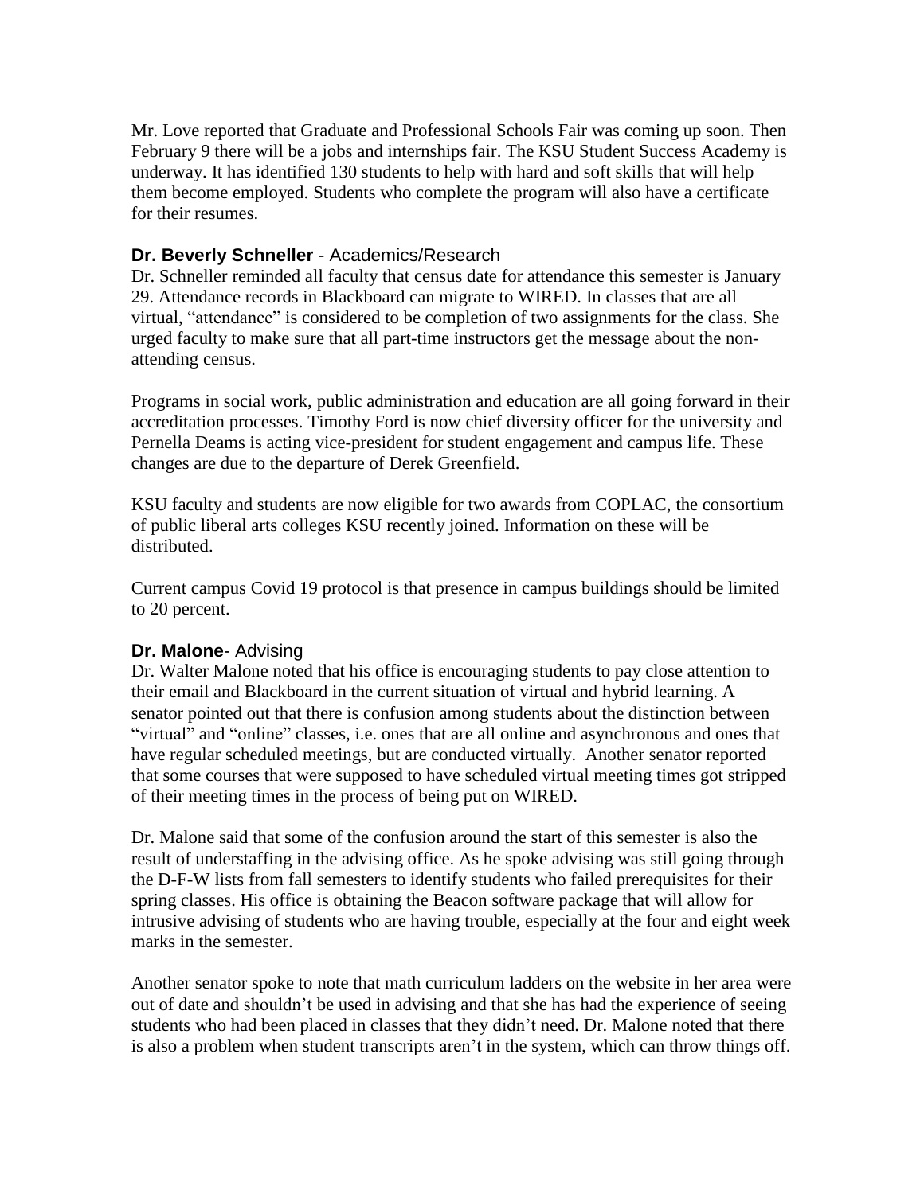Mr. Love reported that Graduate and Professional Schools Fair was coming up soon. Then February 9 there will be a jobs and internships fair. The KSU Student Success Academy is underway. It has identified 130 students to help with hard and soft skills that will help them become employed. Students who complete the program will also have a certificate for their resumes.

### **Dr. Beverly Schneller** - Academics/Research

Dr. Schneller reminded all faculty that census date for attendance this semester is January 29. Attendance records in Blackboard can migrate to WIRED. In classes that are all virtual, "attendance" is considered to be completion of two assignments for the class. She urged faculty to make sure that all part-time instructors get the message about the non-attending census.

Programs in social work, public administration and education are all going forward in their accreditation processes. Timothy Ford is now chief diversity officer for the university and Pernella Deams is acting vice-president for student engagement and campus life. These changes are due to the departure of Derek Greenfield.

KSU faculty and students are now eligible for two awards from COPLAC, the consortium of public liberal arts colleges KSU recently joined. Information on these will be distributed.

Current campus Covid 19 protocol is that presence in campus buildings should be limited to 20 percent.

### **Dr. Malone**- Advising

Dr. Walter Malone noted that his office is encouraging students to pay close attention to their email and Blackboard in the current situation of virtual and hybrid learning. A senator pointed out that there is confusion among students about the distinction between "virtual" and "online" classes, i.e. ones that are all online and asynchronous and ones that have regular scheduled meetings, but are conducted virtually. Another senator reported that some courses that were supposed to have scheduled virtual meeting times got stripped of their meeting times in the process of being put on WIRED.

Dr. Malone said that some of the confusion around the start of this semester is also the result of understaffing in the advising office. As he spoke advising was still going through the D-F-W lists from fall semesters to identify students who failed prerequisites for their spring classes. His office is obtaining the Beacon software package that will allow for intrusive advising of students who are having trouble, especially at the four and eight week marks in the semester.

Another senator spoke to note that math curriculum ladders on the website in her area were out of date and shouldn't be used in advising and that she has had the experience of seeing students who had been placed in classes that they didn't need. Dr. Malone noted that there is also a problem when student transcripts aren't in the system, which can throw things off.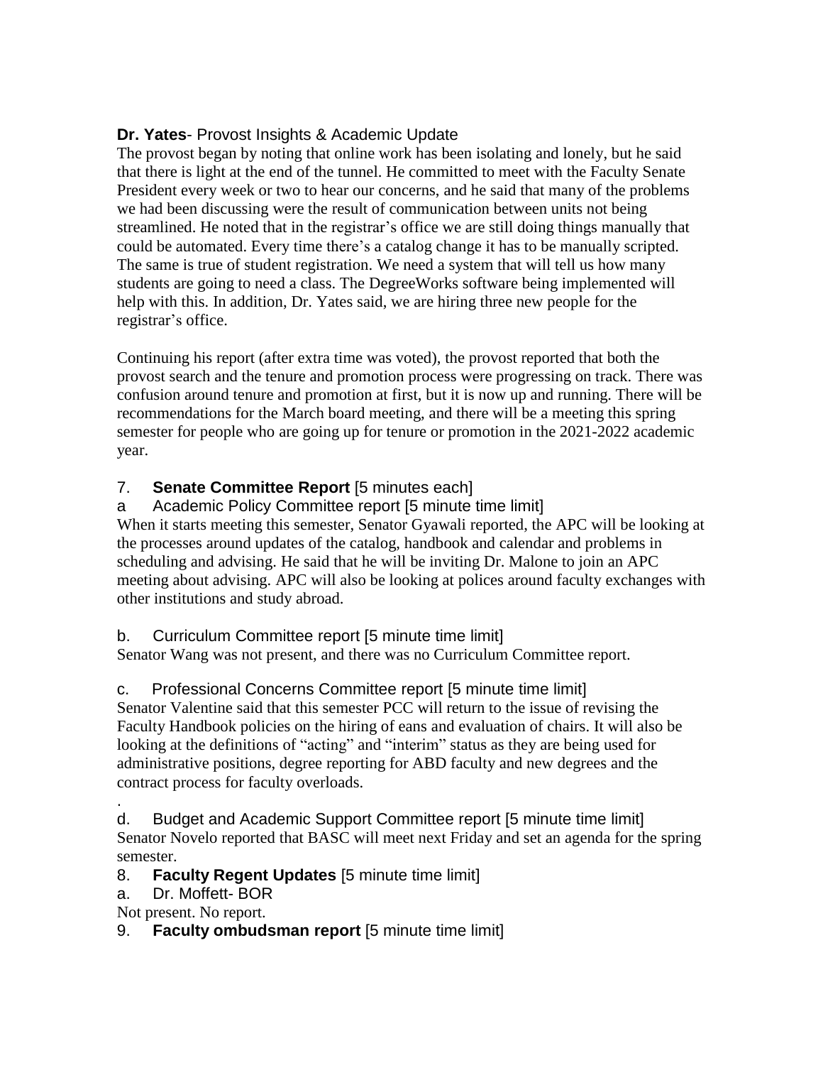**Dr. Yates**- Provost Insights & Academic Update

The provost began by noting that online work has been isolating and lonely, but he said that there is light at the end of the tunnel. He committed to meet with the Faculty Senate President every week or two to hear our concerns, and he said that many of the problems we had been discussing were the result of communication between units not being streamlined. He noted that in the registrar's office we are still doing things manually that could be automated. Every time there's a catalog change it has to be manually scripted. The same is true of student registration. We need a system that will tell us how many students are going to need a class. The DegreeWorks software being implemented will help with this. In addition, Dr. Yates said, we are hiring three new people for the registrar's office.

Continuing his report (after extra time was voted), the provost reported that both the provost search and the tenure and promotion process were progressing on track. There was confusion around tenure and promotion at first, but it is now up and running. There will be recommendations for the March board meeting, and there will be a meeting this spring semester for people who are going up for tenure or promotion in the 2021-2022 academic year.

7. **Senate Committee Report** [5 minutes each]

a Academic Policy Committee report [5 minute time limit]

When it starts meeting this semester, Senator Gyawali reported, the APC will be looking at the processes around updates of the catalog, handbook and calendar and problems in scheduling and advising. He said that he will be inviting Dr. Malone to join an APC meeting about advising. APC will also be looking at polices around faculty exchanges with other institutions and study abroad.

b. Curriculum Committee report [5 minute time limit]

Senator Wang was not present, and there was no Curriculum Committee report.

c. Professional Concerns Committee report [5 minute time limit]

Senator Valentine said that this semester PCC will return to the issue of revising the Faculty Handbook policies on the hiring of eans and evaluation of chairs. It will also be looking at the definitions of "acting" and "interim" status as they are being used for administrative positions, degree reporting for ABD faculty and new degrees and the contract process for faculty overloads.

.

d. Budget and Academic Support Committee report [5 minute time limit]

Senator Novelo reported that BASC will meet next Friday and set an agenda for the spring semester.

8. **Faculty Regent Updates** [5 minute time limit]

a. Dr. Moffett- BOR

Not present. No report.

9. **Faculty ombudsman report** [5 minute time limit]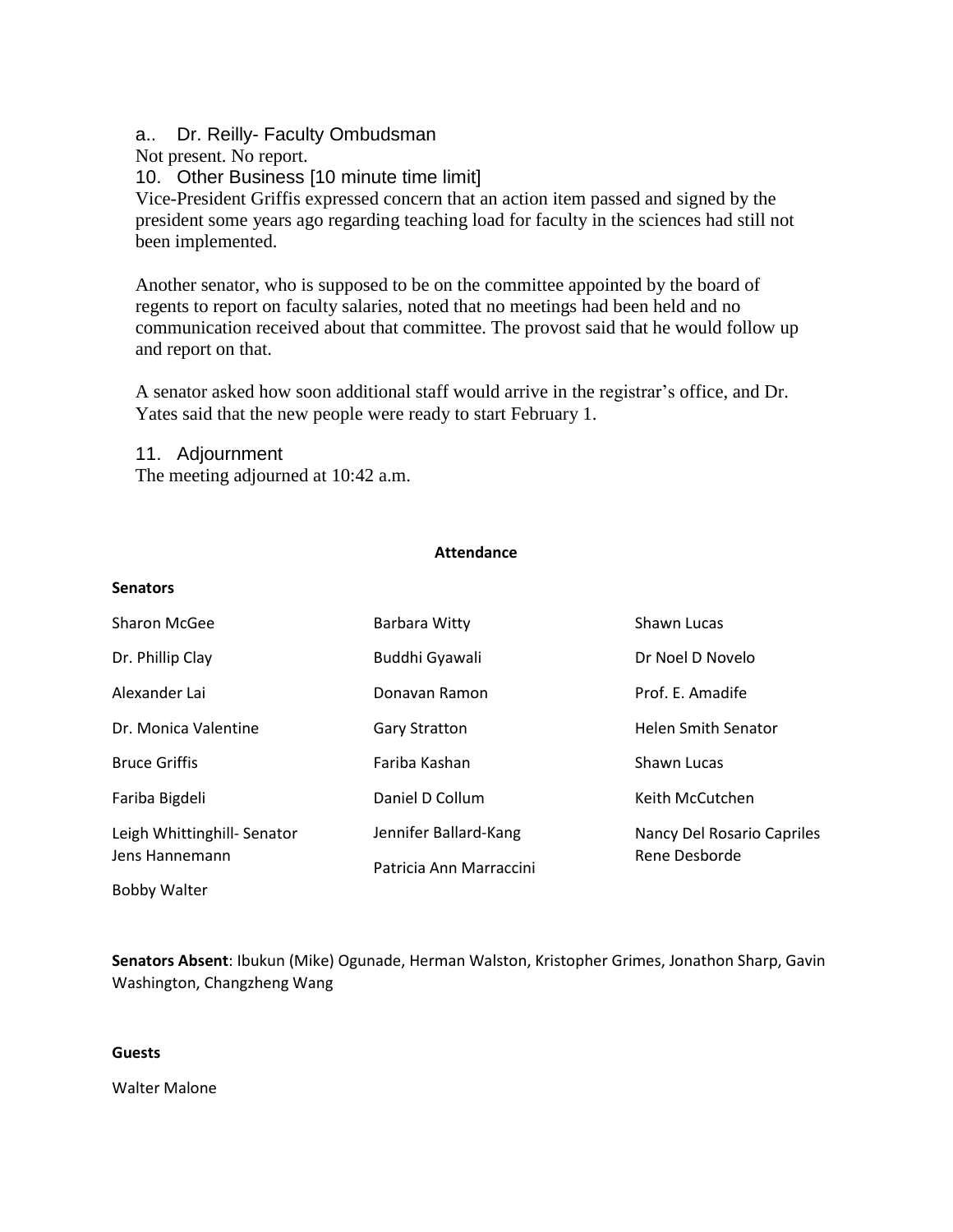a.. Dr. Reilly- Faculty Ombudsman

Not present. No report.

10. Other Business [10 minute time limit]

Vice-President Griffis expressed concern that an action item passed and signed by the president some years ago regarding teaching load for faculty in the sciences had still not been implemented.

Another senator, who is supposed to be on the committee appointed by the board of regents to report on faculty salaries, noted that no meetings had been held and no communication received about that committee. The provost said that he would follow up and report on that.

A senator asked how soon additional staff would arrive in the registrar's office, and Dr. Yates said that the new people were ready to start February 1.

11. Adjournment

The meeting adjourned at 10:42 a.m.

**Attendance**

**Senators**

| | | |
|---|---|---|
| Sharon McGee | Barbara Witty | Shawn Lucas |
| Dr. Phillip Clay | Buddhi Gyawali | Dr Noel D Novelo |
| Alexander Lai | Donavan Ramon | Prof. E. Amadife |
| Dr. Monica Valentine | Gary Stratton | Helen Smith Senator |
| Bruce Griffis | Fariba Kashan | Shawn Lucas |
| Fariba Bigdeli | Daniel D Collum | Keith McCutchen |
| Leigh Whittinghill- Senator | Jennifer Ballard-Kang | Nancy Del Rosario Capriles |
| Jens Hannemann | Patricia Ann Marraccini | Rene Desborde |
| Bobby Walter | | |

**Senators Absent**: Ibukun (Mike) Ogunade, Herman Walston, Kristopher Grimes, Jonathon Sharp, Gavin Washington, Changzheng Wang

**Guests**

Walter Malone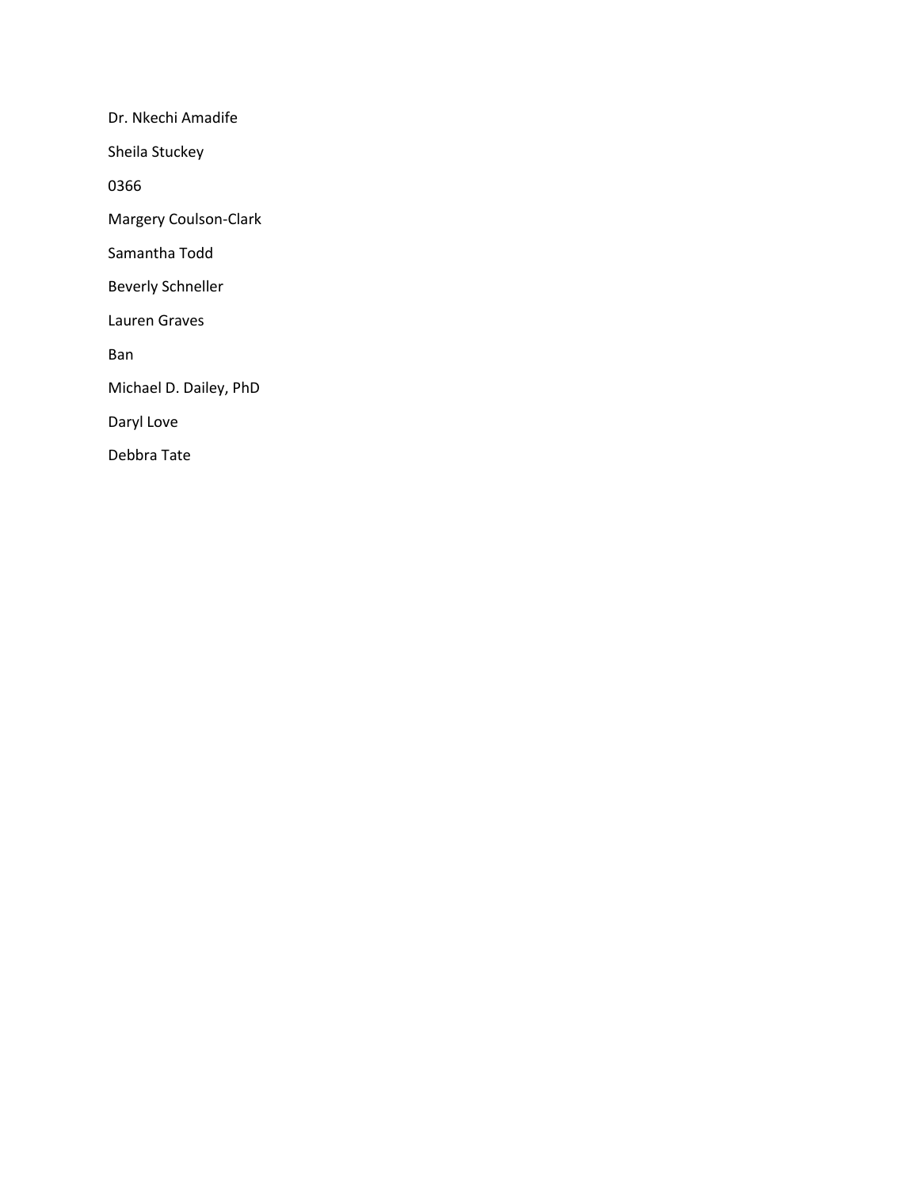Dr. Nkechi Amadife

Sheila Stuckey

0366

Margery Coulson-Clark

Samantha Todd

Beverly Schneller

Lauren Graves

Ban

Michael D. Dailey, PhD

Daryl Love

Debbra Tate